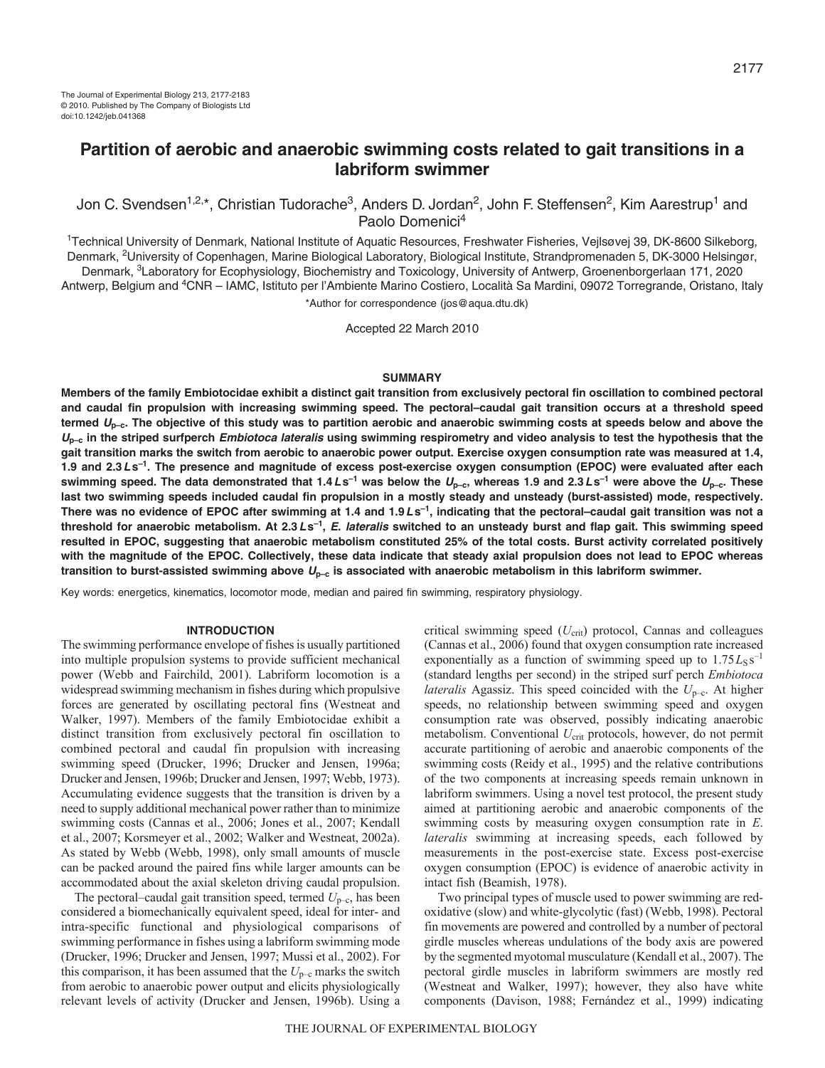The Journal of Experimental Biology 213, 2177-2183
© 2010. Published by The Company of Biologists Ltd
doi:10.1242/jeb.041368

# Partition of aerobic and anaerobic swimming costs related to gait transitions in a labriform swimmer

Jon C. Svendsen[1,2,*], Christian Tudorache[3], Anders D. Jordan[2], John F. Steffensen[2], Kim Aarestrup[1] and Paolo Domenici[4]

[1]Technical University of Denmark, National Institute of Aquatic Resources, Freshwater Fisheries, Vejlsøvej 39, DK-8600 Silkeborg, Denmark, [2]University of Copenhagen, Marine Biological Laboratory, Biological Institute, Strandpromenaden 5, DK-3000 Helsingør, Denmark, [3]Laboratory for Ecophysiology, Biochemistry and Toxicology, University of Antwerp, Groenenborgerlaan 171, 2020 Antwerp, Belgium and [4]CNR – IAMC, Istituto per l'Ambiente Marino Costiero, Località Sa Mardini, 09072 Torregrande, Oristano, Italy

*Author for correspondence (jos@aqua.dtu.dk)

Accepted 22 March 2010

## SUMMARY

**Members of the family Embiotocidae exhibit a distinct gait transition from exclusively pectoral fin oscillation to combined pectoral and caudal fin propulsion with increasing swimming speed. The pectoral–caudal gait transition occurs at a threshold speed termed $U_{p-c}$. The objective of this study was to partition aerobic and anaerobic swimming costs at speeds below and above the $U_{p-c}$ in the striped surfperch *Embiotoca lateralis* using swimming respirometry and video analysis to test the hypothesis that the gait transition marks the switch from aerobic to anaerobic power output. Exercise oxygen consumption rate was measured at 1.4, 1.9 and 2.3 $L\,s^{-1}$. The presence and magnitude of excess post-exercise oxygen consumption (EPOC) were evaluated after each swimming speed. The data demonstrated that 1.4 $L\,s^{-1}$ was below the $U_{p-c}$, whereas 1.9 and 2.3 $L\,s^{-1}$ were above the $U_{p-c}$. These last two swimming speeds included caudal fin propulsion in a mostly steady and unsteady (burst-assisted) mode, respectively. There was no evidence of EPOC after swimming at 1.4 and 1.9 $L\,s^{-1}$, indicating that the pectoral–caudal gait transition was not a threshold for anaerobic metabolism. At 2.3 $L\,s^{-1}$, *E. lateralis* switched to an unsteady burst and flap gait. This swimming speed resulted in EPOC, suggesting that anaerobic metabolism constituted 25% of the total costs. Burst activity correlated positively with the magnitude of the EPOC. Collectively, these data indicate that steady axial propulsion does not lead to EPOC whereas transition to burst-assisted swimming above $U_{p-c}$ is associated with anaerobic metabolism in this labriform swimmer.**

Key words: energetics, kinematics, locomotor mode, median and paired fin swimming, respiratory physiology.

## INTRODUCTION

The swimming performance envelope of fishes is usually partitioned into multiple propulsion systems to provide sufficient mechanical power (Webb and Fairchild, 2001). Labriform locomotion is a widespread swimming mechanism in fishes during which propulsive forces are generated by oscillating pectoral fins (Westneat and Walker, 1997). Members of the family Embiotocidae exhibit a distinct transition from exclusively pectoral fin oscillation to combined pectoral and caudal fin propulsion with increasing swimming speed (Drucker, 1996; Drucker and Jensen, 1996a; Drucker and Jensen, 1996b; Drucker and Jensen, 1997; Webb, 1973). Accumulating evidence suggests that the transition is driven by a need to supply additional mechanical power rather than to minimize swimming costs (Cannas et al., 2006; Jones et al., 2007; Kendall et al., 2007; Korsmeyer et al., 2002; Walker and Westneat, 2002a). As stated by Webb (Webb, 1998), only small amounts of muscle can be packed around the paired fins while larger amounts can be accommodated about the axial skeleton driving caudal propulsion.

The pectoral–caudal gait transition speed, termed $U_{p-c}$, has been considered a biomechanically equivalent speed, ideal for inter- and intra-specific functional and physiological comparisons of swimming performance in fishes using a labriform swimming mode (Drucker, 1996; Drucker and Jensen, 1997; Mussi et al., 2002). For this comparison, it has been assumed that the $U_{p-c}$ marks the switch from aerobic to anaerobic power output and elicits physiologically relevant levels of activity (Drucker and Jensen, 1996b). Using a critical swimming speed ($U_{crit}$) protocol, Cannas and colleagues (Cannas et al., 2006) found that oxygen consumption rate increased exponentially as a function of swimming speed up to 1.75 $L_S\,s^{-1}$ (standard lengths per second) in the striped surf perch *Embiotoca lateralis* Agassiz. This speed coincided with the $U_{p-c}$. At higher speeds, no relationship between swimming speed and oxygen consumption rate was observed, possibly indicating anaerobic metabolism. Conventional $U_{crit}$ protocols, however, do not permit accurate partitioning of aerobic and anaerobic components of the swimming costs (Reidy et al., 1995) and the relative contributions of the two components at increasing speeds remain unknown in labriform swimmers. Using a novel test protocol, the present study aimed at partitioning aerobic and anaerobic components of the swimming costs by measuring oxygen consumption rate in *E. lateralis* swimming at increasing speeds, each followed by measurements in the post-exercise state. Excess post-exercise oxygen consumption (EPOC) is evidence of anaerobic activity in intact fish (Beamish, 1978).

Two principal types of muscle used to power swimming are red-oxidative (slow) and white-glycolytic (fast) (Webb, 1998). Pectoral fin movements are powered and controlled by a number of pectoral girdle muscles whereas undulations of the body axis are powered by the segmented myotomal musculature (Kendall et al., 2007). The pectoral girdle muscles in labriform swimmers are mostly red (Westneat and Walker, 1997); however, they also have white components (Davison, 1988; Fernández et al., 1999) indicating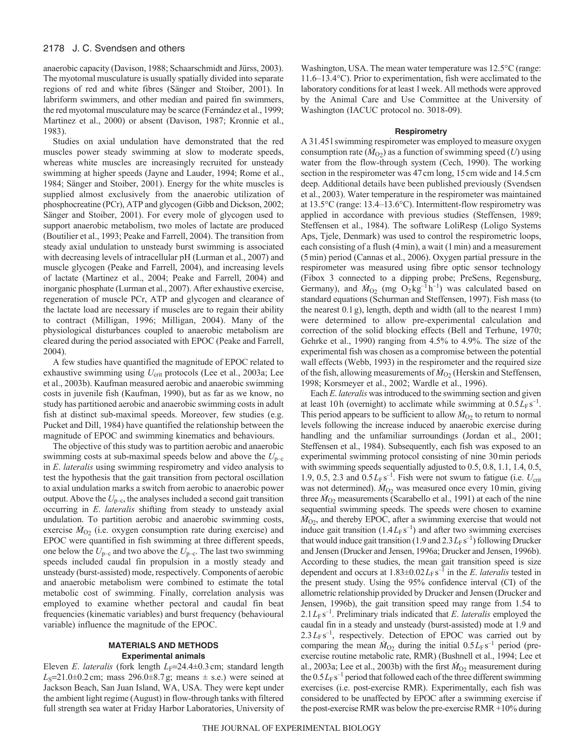anaerobic capacity (Davison, 1988; Schaarschmidt and Jürss, 2003). The myotomal musculature is usually spatially divided into separate regions of red and white fibres (Sänger and Stoiber, 2001). In labriform swimmers, and other median and paired fin swimmers, the red myotomal musculature may be scarce (Fernández et al., 1999; Martinez et al., 2000) or absent (Davison, 1987; Kronnie et al., 1983).

Studies on axial undulation have demonstrated that the red muscles power steady swimming at slow to moderate speeds, whereas white muscles are increasingly recruited for unsteady swimming at higher speeds (Jayne and Lauder, 1994; Rome et al., 1984; Sänger and Stoiber, 2001). Energy for the white muscles is supplied almost exclusively from the anaerobic utilization of phosphocreatine (PCr), ATP and glycogen (Gibb and Dickson, 2002; Sänger and Stoiber, 2001). For every mole of glycogen used to support anaerobic metabolism, two moles of lactate are produced (Boutilier et al., 1993; Peake and Farrell, 2004). The transition from steady axial undulation to unsteady burst swimming is associated with decreasing levels of intracellular pH (Lurman et al., 2007) and muscle glycogen (Peake and Farrell, 2004), and increasing levels of lactate (Martinez et al., 2004; Peake and Farrell, 2004) and inorganic phosphate (Lurman et al., 2007). After exhaustive exercise, regeneration of muscle PCr, ATP and glycogen and clearance of the lactate load are necessary if muscles are to regain their ability to contract (Milligan, 1996; Milligan, 2004). Many of the physiological disturbances coupled to anaerobic metabolism are cleared during the period associated with EPOC (Peake and Farrell, 2004).

A few studies have quantified the magnitude of EPOC related to exhaustive swimming using $U_{crit}$ protocols (Lee et al., 2003a; Lee et al., 2003b). Kaufman measured aerobic and anaerobic swimming costs in juvenile fish (Kaufman, 1990), but as far as we know, no study has partitioned aerobic and anaerobic swimming costs in adult fish at distinct sub-maximal speeds. Moreover, few studies (e.g. Pucket and Dill, 1984) have quantified the relationship between the magnitude of EPOC and swimming kinematics and behaviours.

The objective of this study was to partition aerobic and anaerobic swimming costs at sub-maximal speeds below and above the $U_{p-c}$ in *E. lateralis* using swimming respirometry and video analysis to test the hypothesis that the gait transition from pectoral oscillation to axial undulation marks a switch from aerobic to anaerobic power output. Above the $U_{p-c}$, the analyses included a second gait transition occurring in *E. lateralis* shifting from steady to unsteady axial undulation. To partition aerobic and anaerobic swimming costs, exercise $\dot{M}_{O_2}$ (i.e. oxygen consumption rate during exercise) and EPOC were quantified in fish swimming at three different speeds, one below the $U_{p-c}$ and two above the $U_{p-c}$. The last two swimming speeds included caudal fin propulsion in a mostly steady and unsteady (burst-assisted) mode, respectively. Components of aerobic and anaerobic metabolism were combined to estimate the total metabolic cost of swimming. Finally, correlation analysis was employed to examine whether pectoral and caudal fin beat frequencies (kinematic variables) and burst frequency (behavioural variable) influence the magnitude of the EPOC.

## MATERIALS AND METHODS

### Experimental animals

Eleven *E. lateralis* (fork length $L_F$=24.4±0.3 cm; standard length $L_S$=21.0±0.2 cm; mass 296.0±8.7 g; means ± s.e.) were seined at Jackson Beach, San Juan Island, WA, USA. They were kept under the ambient light regime (August) in flow-through tanks with filtered full strength sea water at Friday Harbor Laboratories, University of Washington, USA. The mean water temperature was 12.5°C (range: 11.6–13.4°C). Prior to experimentation, fish were acclimated to the laboratory conditions for at least 1 week. All methods were approved by the Animal Care and Use Committee at the University of Washington (IACUC protocol no. 3018-09).

### Respirometry

A 31.45 l swimming respirometer was employed to measure oxygen consumption rate ($\dot{M}_{O_2}$) as a function of swimming speed ($U$) using water from the flow-through system (Cech, 1990). The working section in the respirometer was 47 cm long, 15 cm wide and 14.5 cm deep. Additional details have been published previously (Svendsen et al., 2003). Water temperature in the respirometer was maintained at 13.5°C (range: 13.4–13.6°C). Intermittent-flow respirometry was applied in accordance with previous studies (Steffensen, 1989; Steffensen et al., 1984). The software LoliResp (Loligo Systems Aps, Tjele, Denmark) was used to control the respirometric loops, each consisting of a flush (4 min), a wait (1 min) and a measurement (5 min) period (Cannas et al., 2006). Oxygen partial pressure in the respirometer was measured using fibre optic sensor technology (Fibox 3 connected to a dipping probe; PreSens, Regensburg, Germany), and $\dot{M}_{O_2}$ (mg $O_2$ kg$^{-1}$ h$^{-1}$) was calculated based on standard equations (Schurman and Steffensen, 1997). Fish mass (to the nearest 0.1 g), length, depth and width (all to the nearest 1 mm) were determined to allow pre-experimental calculation and correction of the solid blocking effects (Bell and Terhune, 1970; Gehrke et al., 1990) ranging from 4.5% to 4.9%. The size of the experimental fish was chosen as a compromise between the potential wall effects (Webb, 1993) in the respirometer and the required size of the fish, allowing measurements of $\dot{M}_{O_2}$ (Herskin and Steffensen, 1998; Korsmeyer et al., 2002; Wardle et al., 1996).

Each *E. lateralis* was introduced to the swimming section and given at least 10 h (overnight) to acclimate while swimming at 0.5 $L_F$ s$^{-1}$. This period appears to be sufficient to allow $\dot{M}_{O_2}$ to return to normal levels following the increase induced by anaerobic exercise during handling and the unfamiliar surroundings (Jordan et al., 2001; Steffensen et al., 1984). Subsequently, each fish was exposed to an experimental swimming protocol consisting of nine 30 min periods with swimming speeds sequentially adjusted to 0.5, 0.8, 1.1, 1.4, 0.5, 1.9, 0.5, 2.3 and 0.5 $L_F$ s$^{-1}$. Fish were not swum to fatigue (i.e. $U_{crit}$ was not determined). $\dot{M}_{O_2}$ was measured once every 10 min, giving three $\dot{M}_{O_2}$ measurements (Scarabello et al., 1991) at each of the nine sequential swimming speeds. The speeds were chosen to examine $\dot{M}_{O_2}$, and thereby EPOC, after a swimming exercise that would not induce gait transition (1.4 $L_F$ s$^{-1}$) and after two swimming exercises that would induce gait transition (1.9 and 2.3 $L_F$ s$^{-1}$) following Drucker and Jensen (Drucker and Jensen, 1996a; Drucker and Jensen, 1996b). According to these studies, the mean gait transition speed is size dependent and occurs at 1.83±0.02 $L_F$ s$^{-1}$ in the *E. lateralis* tested in the present study. Using the 95% confidence interval (CI) of the allometric relationship provided by Drucker and Jensen (Drucker and Jensen, 1996b), the gait transition speed may range from 1.54 to 2.1 $L_F$ s$^{-1}$. Preliminary trials indicated that *E. lateralis* employed the caudal fin in a steady and unsteady (burst-assisted) mode at 1.9 and 2.3 $L_F$ s$^{-1}$, respectively. Detection of EPOC was carried out by comparing the mean $\dot{M}_{O_2}$ during the initial 0.5 $L_F$ s$^{-1}$ period (pre-exercise routine metabolic rate, RMR) (Bushnell et al., 1994; Lee et al., 2003a; Lee et al., 2003b) with the first $\dot{M}_{O_2}$ measurement during the 0.5 $L_F$ s$^{-1}$ period that followed each of the three different swimming exercises (i.e. post-exercise RMR). Experimentally, each fish was considered to be unaffected by EPOC after a swimming exercise if the post-exercise RMR was below the pre-exercise RMR +10% during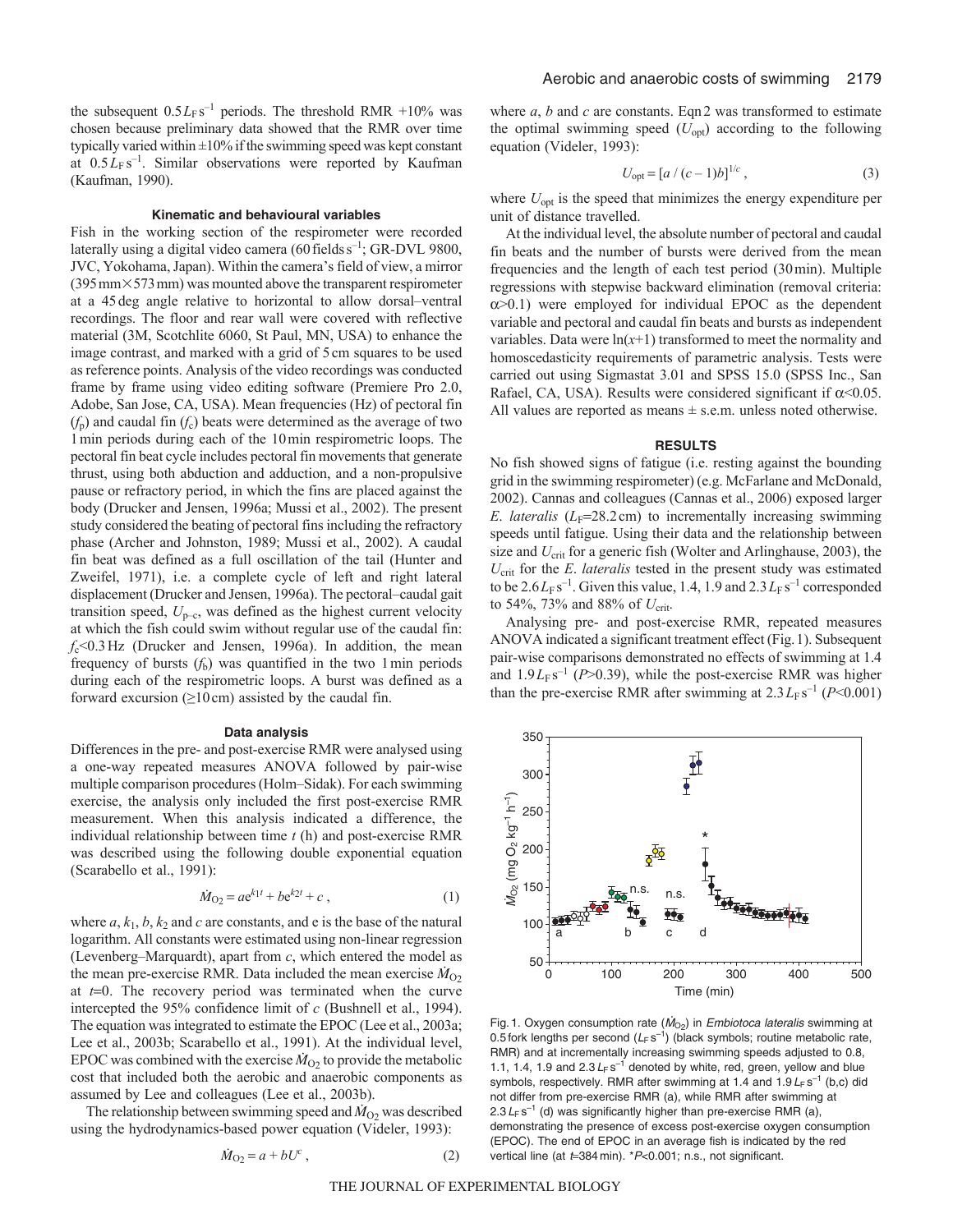the subsequent $0.5\,L_F\,s^{-1}$ periods. The threshold RMR +10% was chosen because preliminary data showed that the RMR over time typically varied within ±10% if the swimming speed was kept constant at $0.5\,L_F\,s^{-1}$. Similar observations were reported by Kaufman (Kaufman, 1990).

### Kinematic and behavioural variables

Fish in the working section of the respirometer were recorded laterally using a digital video camera (60 fields $s^{-1}$; GR-DVL 9800, JVC, Yokohama, Japan). Within the camera's field of view, a mirror (395 mm×573 mm) was mounted above the transparent respirometer at a 45 deg angle relative to horizontal to allow dorsal–ventral recordings. The floor and rear wall were covered with reflective material (3M, Scotchlite 6060, St Paul, MN, USA) to enhance the image contrast, and marked with a grid of 5 cm squares to be used as reference points. Analysis of the video recordings was conducted frame by frame using video editing software (Premiere Pro 2.0, Adobe, San Jose, CA, USA). Mean frequencies (Hz) of pectoral fin ($f_p$) and caudal fin ($f_c$) beats were determined as the average of two 1 min periods during each of the 10 min respirometric loops. The pectoral fin beat cycle includes pectoral fin movements that generate thrust, using both abduction and adduction, and a non-propulsive pause or refractory period, in which the fins are placed against the body (Drucker and Jensen, 1996a; Mussi et al., 2002). The present study considered the beating of pectoral fins including the refractory phase (Archer and Johnston, 1989; Mussi et al., 2002). A caudal fin beat was defined as a full oscillation of the tail (Hunter and Zweifel, 1971), i.e. a complete cycle of left and right lateral displacement (Drucker and Jensen, 1996a). The pectoral–caudal gait transition speed, $U_{p\text{–}c}$, was defined as the highest current velocity at which the fish could swim without regular use of the caudal fin: $f_c$<0.3 Hz (Drucker and Jensen, 1996a). In addition, the mean frequency of bursts ($f_b$) was quantified in the two 1 min periods during each of the respirometric loops. A burst was defined as a forward excursion (≥10 cm) assisted by the caudal fin.

### Data analysis

Differences in the pre- and post-exercise RMR were analysed using a one-way repeated measures ANOVA followed by pair-wise multiple comparison procedures (Holm–Sidak). For each swimming exercise, the analysis only included the first post-exercise RMR measurement. When this analysis indicated a difference, the individual relationship between time $t$ (h) and post-exercise RMR was described using the following double exponential equation (Scarabello et al., 1991):

$$\dot{M}_{O_2} = a e^{k_1 t} + b e^{k_2 t} + c\,, \tag{1}$$

where $a$, $k_1$, $b$, $k_2$ and $c$ are constants, and e is the base of the natural logarithm. All constants were estimated using non-linear regression (Levenberg–Marquardt), apart from $c$, which entered the model as the mean pre-exercise RMR. Data included the mean exercise $\dot{M}_{O_2}$ at $t$=0. The recovery period was terminated when the curve intercepted the 95% confidence limit of $c$ (Bushnell et al., 1994). The equation was integrated to estimate the EPOC (Lee et al., 2003a; Lee et al., 2003b; Scarabello et al., 1991). At the individual level, EPOC was combined with the exercise $\dot{M}_{O_2}$ to provide the metabolic cost that included both the aerobic and anaerobic components as assumed by Lee and colleagues (Lee et al., 2003b).

The relationship between swimming speed and $\dot{M}_{O_2}$ was described using the hydrodynamics-based power equation (Videler, 1993):

$$\dot{M}_{O_2} = a + bU^c\,, \tag{2}$$

where $a$, $b$ and $c$ are constants. Eqn 2 was transformed to estimate the optimal swimming speed ($U_{opt}$) according to the following equation (Videler, 1993):

$$U_{opt} = [a\,/\,(c-1)b]^{1/c}\,, \tag{3}$$

where $U_{opt}$ is the speed that minimizes the energy expenditure per unit of distance travelled.

At the individual level, the absolute number of pectoral and caudal fin beats and the number of bursts were derived from the mean frequencies and the length of each test period (30 min). Multiple regressions with stepwise backward elimination (removal criteria: $\alpha$>0.1) were employed for individual EPOC as the dependent variable and pectoral and caudal fin beats and bursts as independent variables. Data were $\ln(x+1)$ transformed to meet the normality and homoscedasticity requirements of parametric analysis. Tests were carried out using Sigmastat 3.01 and SPSS 15.0 (SPSS Inc., San Rafael, CA, USA). Results were considered significant if $\alpha$<0.05. All values are reported as means ± s.e.m. unless noted otherwise.

## RESULTS

No fish showed signs of fatigue (i.e. resting against the bounding grid in the swimming respirometer) (e.g. McFarlane and McDonald, 2002). Cannas and colleagues (Cannas et al., 2006) exposed larger *E. lateralis* ($L_F$=28.2 cm) to incrementally increasing swimming speeds until fatigue. Using their data and the relationship between size and $U_{crit}$ for a generic fish (Wolter and Arlinghause, 2003), the $U_{crit}$ for the *E. lateralis* tested in the present study was estimated to be $2.6\,L_F\,s^{-1}$. Given this value, 1.4, 1.9 and $2.3\,L_F\,s^{-1}$ corresponded to 54%, 73% and 88% of $U_{crit}$.

Analysing pre- and post-exercise RMR, repeated measures ANOVA indicated a significant treatment effect (Fig. 1). Subsequent pair-wise comparisons demonstrated no effects of swimming at 1.4 and $1.9\,L_F\,s^{-1}$ ($P$>0.39), while the post-exercise RMR was higher than the pre-exercise RMR after swimming at $2.3\,L_F\,s^{-1}$ ($P$<0.001)

Fig. 1. Oxygen consumption rate ($\dot{M}_{O_2}$) in *Embiotoca lateralis* swimming at 0.5 fork lengths per second ($L_F\,s^{-1}$) (black symbols; routine metabolic rate, RMR) and at incrementally increasing swimming speeds adjusted to 0.8, 1.1, 1.4, 1.9 and $2.3\,L_F\,s^{-1}$ denoted by white, red, green, yellow and blue symbols, respectively. RMR after swimming at 1.4 and $1.9\,L_F\,s^{-1}$ (b,c) did not differ from pre-exercise RMR (a), while RMR after swimming at $2.3\,L_F\,s^{-1}$ (d) was significantly higher than pre-exercise RMR (a), demonstrating the presence of excess post-exercise oxygen consumption (EPOC). The end of EPOC in an average fish is indicated by the red vertical line (at $t$=384 min). \*$P$<0.001; n.s., not significant.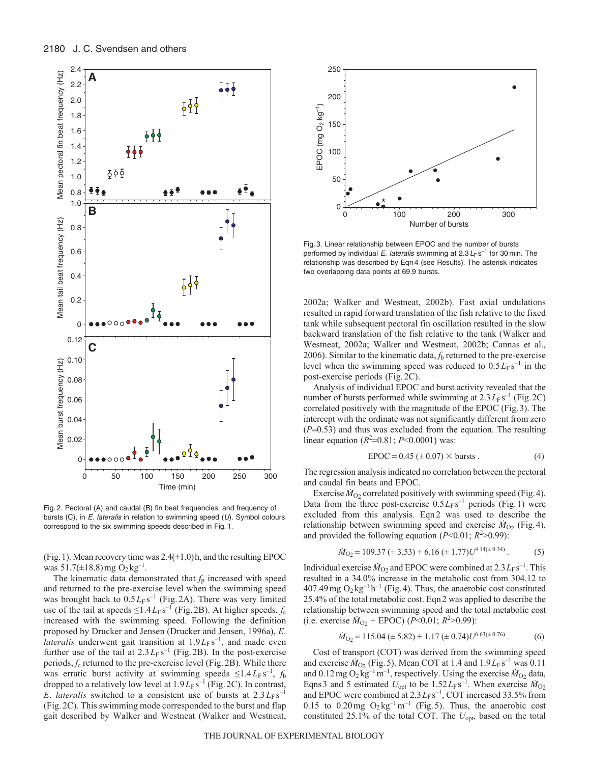Fig. 2. Pectoral (A) and caudal (B) fin beat frequencies, and frequency of bursts (C), in *E. lateralis* in relation to swimming speed ($U$). Symbol colours correspond to the six swimming speeds described in Fig. 1.

Fig. 3. Linear relationship between EPOC and the number of bursts performed by individual *E. lateralis* swimming at $2.3\,L_F\,s^{-1}$ for 30 min. The relationship was described by Eqn 4 (see Results). The asterisk indicates two overlapping data points at 69.9 bursts.

(Fig. 1). Mean recovery time was 2.4(±1.0) h, and the resulting EPOC was 51.7(±18.8) mg $O_2\,kg^{-1}$.

The kinematic data demonstrated that $f_p$ increased with speed and returned to the pre-exercise level when the swimming speed was brought back to $0.5\,L_F\,s^{-1}$ (Fig. 2A). There was very limited use of the tail at speeds $\leq 1.4\,L_F\,s^{-1}$ (Fig. 2B). At higher speeds, $f_c$ increased with the swimming speed. Following the definition proposed by Drucker and Jensen (Drucker and Jensen, 1996a), *E. lateralis* underwent gait transition at $1.9\,L_F\,s^{-1}$, and made even further use of the tail at $2.3\,L_F\,s^{-1}$ (Fig. 2B). In the post-exercise periods, $f_c$ returned to the pre-exercise level (Fig. 2B). While there was erratic burst activity at swimming speeds $\leq 1.4\,L_F\,s^{-1}$, $f_b$ dropped to a relatively low level at $1.9\,L_F\,s^{-1}$ (Fig. 2C). In contrast, *E. lateralis* switched to a consistent use of bursts at $2.3\,L_F\,s^{-1}$ (Fig. 2C). This swimming mode corresponded to the burst and flap gait described by Walker and Westneat (Walker and Westneat, 2002a; Walker and Westneat, 2002b). Fast axial undulations resulted in rapid forward translation of the fish relative to the fixed tank while subsequent pectoral fin oscillation resulted in the slow backward translation of the fish relative to the tank (Walker and Westneat, 2002a; Walker and Westneat, 2002b; Cannas et al., 2006). Similar to the kinematic data, $f_b$ returned to the pre-exercise level when the swimming speed was reduced to $0.5\,L_F\,s^{-1}$ in the post-exercise periods (Fig. 2C).

Analysis of individual EPOC and burst activity revealed that the number of bursts performed while swimming at $2.3\,L_F\,s^{-1}$ (Fig. 2C) correlated positively with the magnitude of the EPOC (Fig. 3). The intercept with the ordinate was not significantly different from zero ($P$=0.53) and thus was excluded from the equation. The resulting linear equation ($R^2$=0.81; $P$<0.0001) was:

$$\text{EPOC} = 0.45\ (\pm\ 0.07) \times \text{bursts}\ . \quad (4)$$

The regression analysis indicated no correlation between the pectoral and caudal fin beats and EPOC.

Exercise $\dot{M}_{O_2}$ correlated positively with swimming speed (Fig. 4). Data from the three post-exercise $0.5\,L_F\,s^{-1}$ periods (Fig. 1) were excluded from this analysis. Eqn 2 was used to describe the relationship between swimming speed and exercise $\dot{M}_{O_2}$ (Fig. 4), and provided the following equation ($P$<0.01; $R^2$>0.99):

$$\dot{M}_{O_2} = 109.37\ (\pm\ 3.53) + 6.16\ (\pm\ 1.77)U^{4.14(\pm\ 0.34)}\ . \quad (5)$$

Individual exercise $\dot{M}_{O_2}$ and EPOC were combined at $2.3\,L_F\,s^{-1}$. This resulted in a 34.0% increase in the metabolic cost from 304.12 to 407.49 mg $O_2\,kg^{-1}\,h^{-1}$ (Fig. 4). Thus, the anaerobic cost constituted 25.4% of the total metabolic cost. Eqn 2 was applied to describe the relationship between swimming speed and the total metabolic cost (i.e. exercise $\dot{M}_{O_2}$ + EPOC) ($P$<0.01; $R^2$>0.99):

$$\dot{M}_{O_2} = 115.04\ (\pm\ 5.82) + 1.17\ (\pm\ 0.74)U^{6.63(\pm\ 0.76)}\ . \quad (6)$$

Cost of transport (COT) was derived from the swimming speed and exercise $\dot{M}_{O_2}$ (Fig. 5). Mean COT at 1.4 and $1.9\,L_F\,s^{-1}$ was 0.11 and 0.12 mg $O_2\,kg^{-1}\,m^{-1}$, respectively. Using the exercise $\dot{M}_{O_2}$ data, Eqns 3 and 5 estimated $U_{opt}$ to be $1.52\,L_F\,s^{-1}$. When exercise $\dot{M}_{O_2}$ and EPOC were combined at $2.3\,L_F\,s^{-1}$, COT increased 33.5% from 0.15 to 0.20 mg $O_2\,kg^{-1}\,m^{-1}$ (Fig. 5). Thus, the anaerobic cost constituted 25.1% of the total COT. The $U_{opt}$, based on the total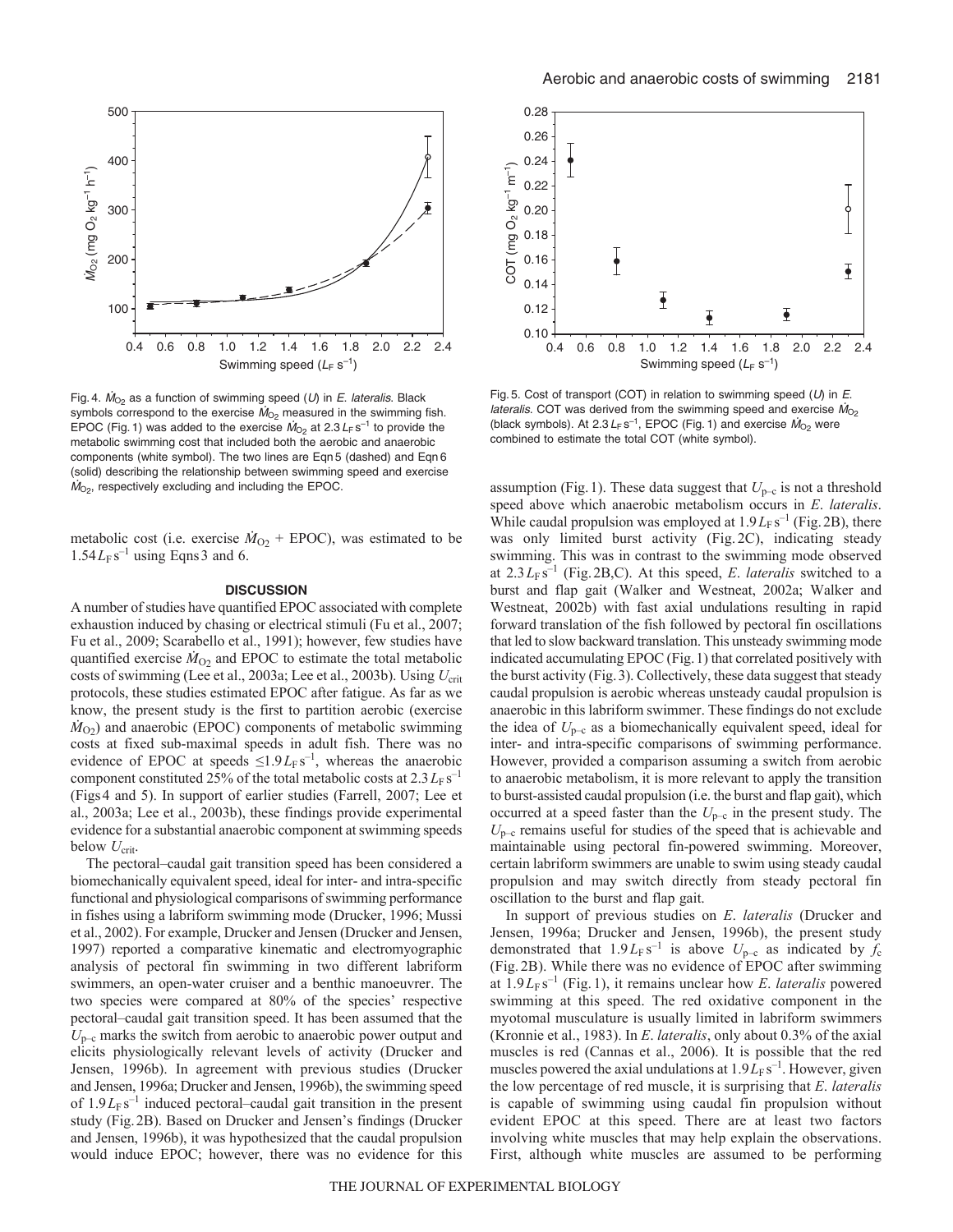Fig. 4. $\dot{M}_{O_2}$ as a function of swimming speed ($U$) in *E. lateralis*. Black symbols correspond to the exercise $\dot{M}_{O_2}$ measured in the swimming fish. EPOC (Fig. 1) was added to the exercise $\dot{M}_{O_2}$ at $2.3\,L_F\,s^{-1}$ to provide the metabolic swimming cost that included both the aerobic and anaerobic components (white symbol). The two lines are Eqn 5 (dashed) and Eqn 6 (solid) describing the relationship between swimming speed and exercise $\dot{M}_{O_2}$, respectively excluding and including the EPOC.

Fig. 5. Cost of transport (COT) in relation to swimming speed ($U$) in *E. lateralis*. COT was derived from the swimming speed and exercise $\dot{M}_{O_2}$ (black symbols). At $2.3\,L_F\,s^{-1}$, EPOC (Fig. 1) and exercise $\dot{M}_{O_2}$ were combined to estimate the total COT (white symbol).

metabolic cost (i.e. exercise $\dot{M}_{O_2}$ + EPOC), was estimated to be $1.54\,L_F\,s^{-1}$ using Eqns 3 and 6.

## DISCUSSION

A number of studies have quantified EPOC associated with complete exhaustion induced by chasing or electrical stimuli (Fu et al., 2007; Fu et al., 2009; Scarabello et al., 1991); however, few studies have quantified exercise $\dot{M}_{O_2}$ and EPOC to estimate the total metabolic costs of swimming (Lee et al., 2003a; Lee et al., 2003b). Using $U_{crit}$ protocols, these studies estimated EPOC after fatigue. As far as we know, the present study is the first to partition aerobic (exercise $\dot{M}_{O_2}$) and anaerobic (EPOC) components of metabolic swimming costs at fixed sub-maximal speeds in adult fish. There was no evidence of EPOC at speeds $\leq 1.9\,L_F\,s^{-1}$, whereas the anaerobic component constituted 25% of the total metabolic costs at $2.3\,L_F\,s^{-1}$ (Figs 4 and 5). In support of earlier studies (Farrell, 2007; Lee et al., 2003a; Lee et al., 2003b), these findings provide experimental evidence for a substantial anaerobic component at swimming speeds below $U_{crit}$.

The pectoral–caudal gait transition speed has been considered a biomechanically equivalent speed, ideal for inter- and intra-specific functional and physiological comparisons of swimming performance in fishes using a labriform swimming mode (Drucker, 1996; Mussi et al., 2002). For example, Drucker and Jensen (Drucker and Jensen, 1997) reported a comparative kinematic and electromyographic analysis of pectoral fin swimming in two different labriform swimmers, an open-water cruiser and a benthic manoeuvrer. The two species were compared at 80% of the species' respective pectoral–caudal gait transition speed. It has been assumed that the $U_{p-c}$ marks the switch from aerobic to anaerobic power output and elicits physiologically relevant levels of activity (Drucker and Jensen, 1996b). In agreement with previous studies (Drucker and Jensen, 1996a; Drucker and Jensen, 1996b), the swimming speed of $1.9\,L_F\,s^{-1}$ induced pectoral–caudal gait transition in the present study (Fig. 2B). Based on Drucker and Jensen's findings (Drucker and Jensen, 1996b), it was hypothesized that the caudal propulsion would induce EPOC; however, there was no evidence for this assumption (Fig. 1). These data suggest that $U_{p-c}$ is not a threshold speed above which anaerobic metabolism occurs in *E. lateralis*. While caudal propulsion was employed at $1.9\,L_F\,s^{-1}$ (Fig. 2B), there was only limited burst activity (Fig. 2C), indicating steady swimming. This was in contrast to the swimming mode observed at $2.3\,L_F\,s^{-1}$ (Fig. 2B,C). At this speed, *E. lateralis* switched to a burst and flap gait (Walker and Westneat, 2002a; Walker and Westneat, 2002b) with fast axial undulations resulting in rapid forward translation of the fish followed by pectoral fin oscillations that led to slow backward translation. This unsteady swimming mode indicated accumulating EPOC (Fig. 1) that correlated positively with the burst activity (Fig. 3). Collectively, these data suggest that steady caudal propulsion is aerobic whereas unsteady caudal propulsion is anaerobic in this labriform swimmer. These findings do not exclude the idea of $U_{p-c}$ as a biomechanically equivalent speed, ideal for inter- and intra-specific comparisons of swimming performance. However, provided a comparison assuming a switch from aerobic to anaerobic metabolism, it is more relevant to apply the transition to burst-assisted caudal propulsion (i.e. the burst and flap gait), which occurred at a speed faster than the $U_{p-c}$ in the present study. The $U_{p-c}$ remains useful for studies of the speed that is achievable and maintainable using pectoral fin-powered swimming. Moreover, certain labriform swimmers are unable to swim using steady caudal propulsion and may switch directly from steady pectoral fin oscillation to the burst and flap gait.

In support of previous studies on *E. lateralis* (Drucker and Jensen, 1996a; Drucker and Jensen, 1996b), the present study demonstrated that $1.9\,L_F\,s^{-1}$ is above $U_{p-c}$ as indicated by $f_c$ (Fig. 2B). While there was no evidence of EPOC after swimming at $1.9\,L_F\,s^{-1}$ (Fig. 1), it remains unclear how *E. lateralis* powered swimming at this speed. The red oxidative component in the myotomal musculature is usually limited in labriform swimmers (Kronnie et al., 1983). In *E. lateralis*, only about 0.3% of the axial muscles is red (Cannas et al., 2006). It is possible that the red muscles powered the axial undulations at $1.9\,L_F\,s^{-1}$. However, given the low percentage of red muscle, it is surprising that *E. lateralis* is capable of swimming using caudal fin propulsion without evident EPOC at this speed. There are at least two factors involving white muscles that may help explain the observations. First, although white muscles are assumed to be performing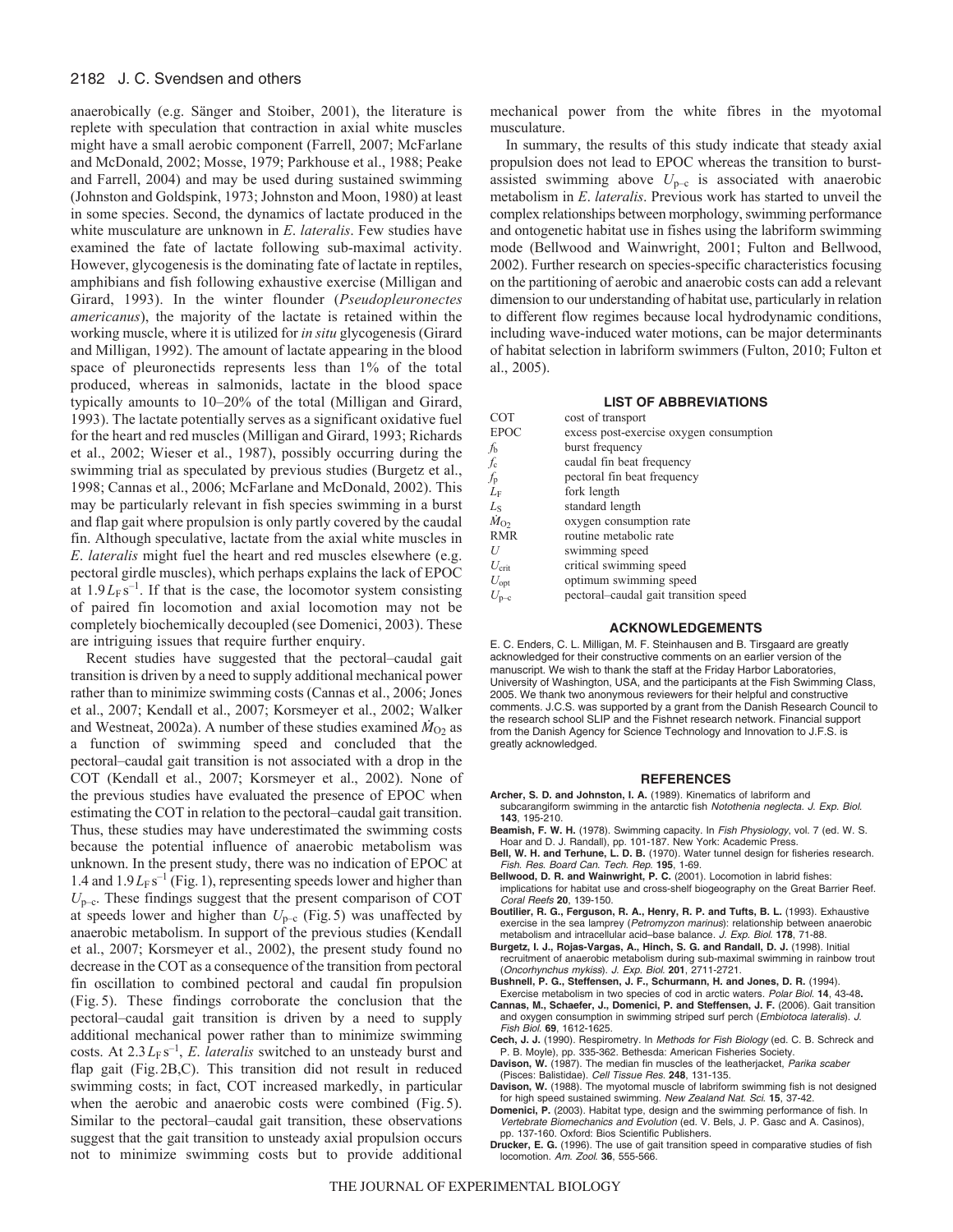anaerobically (e.g. Sänger and Stoiber, 2001), the literature is replete with speculation that contraction in axial white muscles might have a small aerobic component (Farrell, 2007; McFarlane and McDonald, 2002; Mosse, 1979; Parkhouse et al., 1988; Peake and Farrell, 2004) and may be used during sustained swimming (Johnston and Goldspink, 1973; Johnston and Moon, 1980) at least in some species. Second, the dynamics of lactate produced in the white musculature are unknown in *E. lateralis*. Few studies have examined the fate of lactate following sub-maximal activity. However, glycogenesis is the dominating fate of lactate in reptiles, amphibians and fish following exhaustive exercise (Milligan and Girard, 1993). In the winter flounder (*Pseudopleuronectes americanus*), the majority of the lactate is retained within the working muscle, where it is utilized for *in situ* glycogenesis (Girard and Milligan, 1992). The amount of lactate appearing in the blood space of pleuronectids represents less than 1% of the total produced, whereas in salmonids, lactate in the blood space typically amounts to 10–20% of the total (Milligan and Girard, 1993). The lactate potentially serves as a significant oxidative fuel for the heart and red muscles (Milligan and Girard, 1993; Richards et al., 2002; Wieser et al., 1987), possibly occurring during the swimming trial as speculated by previous studies (Burgetz et al., 1998; Cannas et al., 2006; McFarlane and McDonald, 2002). This may be particularly relevant in fish species swimming in a burst and flap gait where propulsion is only partly covered by the caudal fin. Although speculative, lactate from the axial white muscles in *E. lateralis* might fuel the heart and red muscles elsewhere (e.g. pectoral girdle muscles), which perhaps explains the lack of EPOC at $1.9\,L_F\,s^{-1}$. If that is the case, the locomotor system consisting of paired fin locomotion and axial locomotion may not be completely biochemically decoupled (see Domenici, 2003). These are intriguing issues that require further enquiry.

Recent studies have suggested that the pectoral–caudal gait transition is driven by a need to supply additional mechanical power rather than to minimize swimming costs (Cannas et al., 2006; Jones et al., 2007; Kendall et al., 2007; Korsmeyer et al., 2002; Walker and Westneat, 2002a). A number of these studies examined $\dot{M}_{O_2}$ as a function of swimming speed and concluded that the pectoral–caudal gait transition is not associated with a drop in the COT (Kendall et al., 2007; Korsmeyer et al., 2002). None of the previous studies have evaluated the presence of EPOC when estimating the COT in relation to the pectoral–caudal gait transition. Thus, these studies may have underestimated the swimming costs because the potential influence of anaerobic metabolism was unknown. In the present study, there was no indication of EPOC at 1.4 and $1.9\,L_F\,s^{-1}$ (Fig. 1), representing speeds lower and higher than $U_{p-c}$. These findings suggest that the present comparison of COT at speeds lower and higher than $U_{p-c}$ (Fig. 5) was unaffected by anaerobic metabolism. In support of the previous studies (Kendall et al., 2007; Korsmeyer et al., 2002), the present study found no decrease in the COT as a consequence of the transition from pectoral fin oscillation to combined pectoral and caudal fin propulsion (Fig. 5). These findings corroborate the conclusion that the pectoral–caudal gait transition is driven by a need to supply additional mechanical power rather than to minimize swimming costs. At $2.3\,L_F\,s^{-1}$, *E. lateralis* switched to an unsteady burst and flap gait (Fig. 2B,C). This transition did not result in reduced swimming costs; in fact, COT increased markedly, in particular when the aerobic and anaerobic costs were combined (Fig. 5). Similar to the pectoral–caudal gait transition, these observations suggest that the gait transition to unsteady axial propulsion occurs not to minimize swimming costs but to provide additional mechanical power from the white fibres in the myotomal musculature.

In summary, the results of this study indicate that steady axial propulsion does not lead to EPOC whereas the transition to burst-assisted swimming above $U_{p-c}$ is associated with anaerobic metabolism in *E. lateralis*. Previous work has started to unveil the complex relationships between morphology, swimming performance and ontogenetic habitat use in fishes using the labriform swimming mode (Bellwood and Wainwright, 2001; Fulton and Bellwood, 2002). Further research on species-specific characteristics focusing on the partitioning of aerobic and anaerobic costs can add a relevant dimension to our understanding of habitat use, particularly in relation to different flow regimes because local hydrodynamic conditions, including wave-induced water motions, can be major determinants of habitat selection in labriform swimmers (Fulton, 2010; Fulton et al., 2005).

## LIST OF ABBREVIATIONS

| | |
|---|---|
| COT | cost of transport |
| EPOC | excess post-exercise oxygen consumption |
| $f_b$ | burst frequency |
| $f_c$ | caudal fin beat frequency |
| $f_p$ | pectoral fin beat frequency |
| $L_F$ | fork length |
| $L_S$ | standard length |
| $\dot{M}_{O_2}$ | oxygen consumption rate |
| RMR | routine metabolic rate |
| $U$ | swimming speed |
| $U_{crit}$ | critical swimming speed |
| $U_{opt}$ | optimum swimming speed |
| $U_{p-c}$ | pectoral–caudal gait transition speed |

## ACKNOWLEDGEMENTS

E. C. Enders, C. L. Milligan, M. F. Steinhausen and B. Tirsgaard are greatly acknowledged for their constructive comments on an earlier version of the manuscript. We wish to thank the staff at the Friday Harbor Laboratories, University of Washington, USA, and the participants at the Fish Swimming Class, 2005. We thank two anonymous reviewers for their helpful and constructive comments. J.C.S. was supported by a grant from the Danish Research Council to the research school SLIP and the Fishnet research network. Financial support from the Danish Agency for Science Technology and Innovation to J.F.S. is greatly acknowledged.

## REFERENCES

**Archer, S. D. and Johnston, I. A.** (1989). Kinematics of labriform and subcarangiform swimming in the antarctic fish *Notothenia neglecta*. *J. Exp. Biol.* **143**, 195-210.

**Beamish, F. W. H.** (1978). Swimming capacity. In *Fish Physiology*, vol. 7 (ed. W. S. Hoar and D. J. Randall), pp. 101-187. New York: Academic Press.

**Bell, W. H. and Terhune, L. D. B.** (1970). Water tunnel design for fisheries research. *Fish. Res. Board Can. Tech. Rep.* **195**, 1-69.

**Bellwood, D. R. and Wainwright, P. C.** (2001). Locomotion in labrid fishes: implications for habitat use and cross-shelf biogeography on the Great Barrier Reef. *Coral Reefs* **20**, 139-150.

**Boutilier, R. G., Ferguson, R. A., Henry, R. P. and Tufts, B. L.** (1993). Exhaustive exercise in the sea lamprey (*Petromyzon marinus*): relationship between anaerobic metabolism and intracellular acid–base balance. *J. Exp. Biol.* **178**, 71-88.

**Burgetz, I. J., Rojas-Vargas, A., Hinch, S. G. and Randall, D. J.** (1998). Initial recruitment of anaerobic metabolism during sub-maximal swimming in rainbow trout (*Oncorhynchus mykiss*). *J. Exp. Biol.* **201**, 2711-2721.

**Bushnell, P. G., Steffensen, J. F., Schurmann, H. and Jones, D. R.** (1994). Exercise metabolism in two species of cod in arctic waters. *Polar Biol.* **14**, 43-48.

**Cannas, M., Schaefer, J., Domenici, P. and Steffensen, J. F.** (2006). Gait transition and oxygen consumption in swimming striped surf perch (*Embiotoca lateralis*). *J. Fish Biol.* **69**, 1612-1625.

**Cech, J. J.** (1990). Respirometry. In *Methods for Fish Biology* (ed. C. B. Schreck and P. B. Moyle), pp. 335-362. Bethesda: American Fisheries Society.

**Davison, W.** (1987). The median fin muscles of the leatherjacket, *Parika scaber* (Pisces: Balistidae). *Cell Tissue Res.* **248**, 131-135.

**Davison, W.** (1988). The myotomal muscle of labriform swimming fish is not designed for high speed sustained swimming. *New Zealand Nat. Sci.* **15**, 37-42.

**Domenici, P.** (2003). Habitat type, design and the swimming performance of fish. In *Vertebrate Biomechanics and Evolution* (ed. V. Bels, J. P. Gasc and A. Casinos), pp. 137-160. Oxford: Bios Scientific Publishers.

**Drucker, E. G.** (1996). The use of gait transition speed in comparative studies of fish locomotion. *Am. Zool.* **36**, 555-566.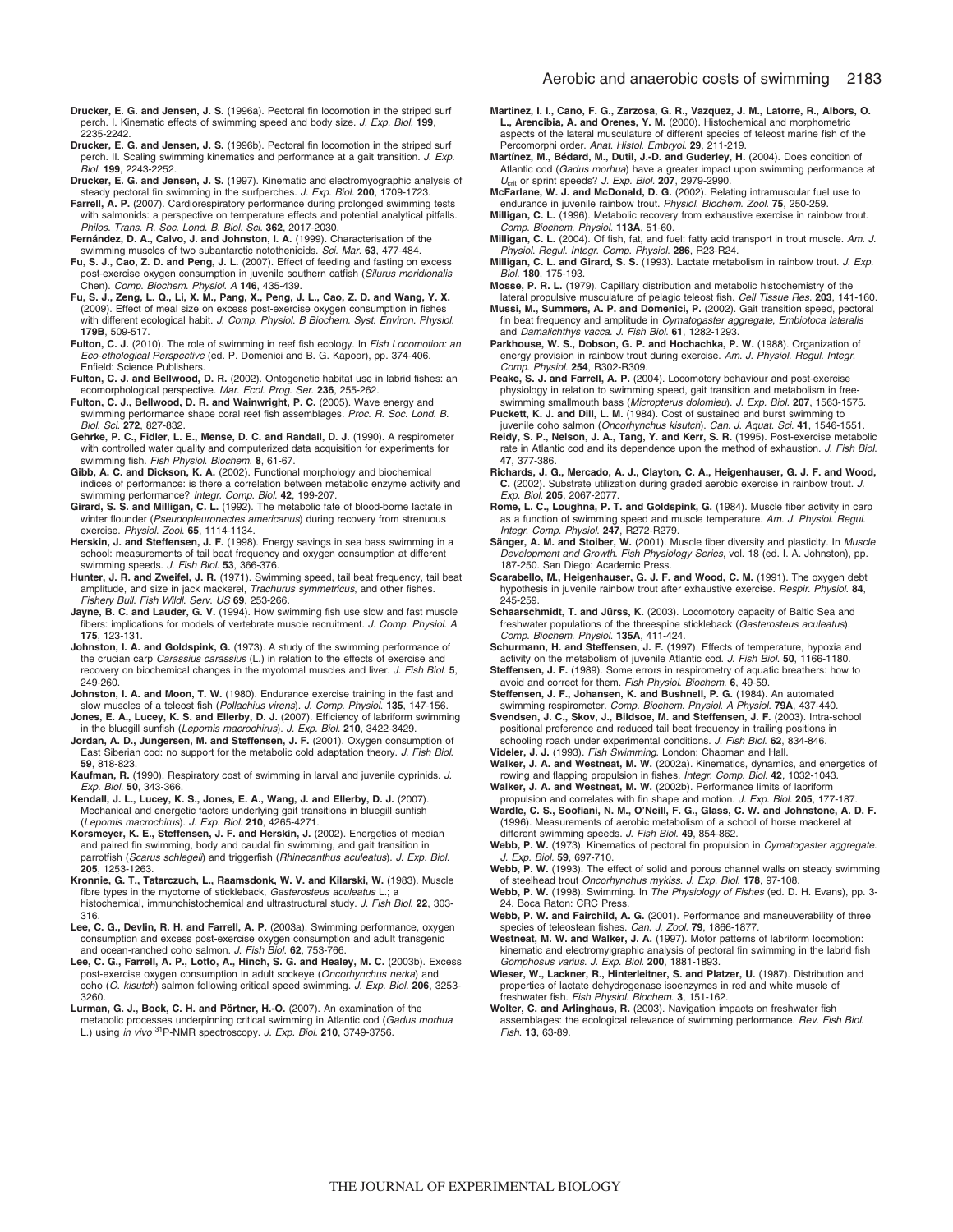**Drucker, E. G. and Jensen, J. S.** (1996a). Pectoral fin locomotion in the striped surf perch. I. Kinematic effects of swimming speed and body size. *J. Exp. Biol.* **199**, 2235-2242.

**Drucker, E. G. and Jensen, J. S.** (1996b). Pectoral fin locomotion in the striped surf perch. II. Scaling swimming kinematics and performance at a gait transition. *J. Exp. Biol.* **199**, 2243-2252.

**Drucker, E. G. and Jensen, J. S.** (1997). Kinematic and electromyographic analysis of steady pectoral fin swimming in the surfperches. *J. Exp. Biol.* **200**, 1709-1723.

**Farrell, A. P.** (2007). Cardiorespiratory performance during prolonged swimming tests with salmonids: a perspective on temperature effects and potential analytical pitfalls. *Philos. Trans. R. Soc. Lond. B. Biol. Sci.* **362**, 2017-2030.

**Fernández, D. A., Calvo, J. and Johnston, I. A.** (1999). Characterisation of the swimming muscles of two subantarctic notothenioids. *Sci. Mar.* **63**, 477-484.

**Fu, S. J., Cao, Z. D. and Peng, J. L.** (2007). Effect of feeding and fasting on excess post-exercise oxygen consumption in juvenile southern catfish (*Silurus meridionalis* Chen). *Comp. Biochem. Physiol. A* **146**, 435-439.

**Fu, S. J., Zeng, L. Q., Li, X. M., Pang, X., Peng, J. L., Cao, Z. D. and Wang, Y. X.** (2009). Effect of meal size on excess post-exercise oxygen consumption in fishes with different ecological habit. *J. Comp. Physiol. B Biochem. Syst. Environ. Physiol.* **179B**, 509-517.

**Fulton, C. J.** (2010). The role of swimming in reef fish ecology. In *Fish Locomotion: an Eco-ethological Perspective* (ed. P. Domenici and B. G. Kapoor), pp. 374-406. Enfield: Science Publishers.

**Fulton, C. J. and Bellwood, D. R.** (2002). Ontogenetic habitat use in labrid fishes: an ecomorphological perspective. *Mar. Ecol. Prog. Ser.* **236**, 255-262.

**Fulton, C. J., Bellwood, D. R. and Wainwright, P. C.** (2005). Wave energy and swimming performance shape coral reef fish assemblages. *Proc. R. Soc. Lond. B. Biol. Sci.* **272**, 827-832.

**Gehrke, P. C., Fidler, L. E., Mense, D. C. and Randall, D. J.** (1990). A respirometer with controlled water quality and computerized data acquisition for experiments for swimming fish. *Fish Physiol. Biochem.* **8**, 61-67.

**Gibb, A. C. and Dickson, K. A.** (2002). Functional morphology and biochemical indices of performance: is there a correlation between metabolic enzyme activity and swimming performance? *Integr. Comp. Biol.* **42**, 199-207.

**Girard, S. S. and Milligan, C. L.** (1992). The metabolic fate of blood-borne lactate in winter flounder (*Pseudopleuronectes americanus*) during recovery from strenuous exercise. *Physiol. Zool.* **65**, 1114-1134.

**Herskin, J. and Steffensen, J. F.** (1998). Energy savings in sea bass swimming in a school: measurements of tail beat frequency and oxygen consumption at different swimming speeds. *J. Fish Biol.* **53**, 366-376.

**Hunter, J. R. and Zweifel, J. R.** (1971). Swimming speed, tail beat frequency, tail beat amplitude, and size in jack mackerel, *Trachurus symmetricus*, and other fishes. *Fishery Bull. Fish Wildl. Serv. US* **69**, 253-266.

**Jayne, B. C. and Lauder, G. V.** (1994). How swimming fish use slow and fast muscle fibers: implications for models of vertebrate muscle recruitment. *J. Comp. Physiol. A* **175**, 123-131.

**Johnston, I. A. and Goldspink, G.** (1973). A study of the swimming performance of the crucian carp *Carassius carassius* (L.) in relation to the effects of exercise and recovery on biochemical changes in the myotomal muscles and liver. *J. Fish Biol.* **5**, 249-260.

**Johnston, I. A. and Moon, T. W.** (1980). Endurance exercise training in the fast and slow muscles of a teleost fish (*Pollachius virens*). *J. Comp. Physiol.* **135**, 147-156.

**Jones, E. A., Lucey, K. S. and Ellerby, D. J.** (2007). Efficiency of labriform swimming in the bluegill sunfish (*Lepomis macrochirus*). *J. Exp. Biol.* **210**, 3422-3429.

**Jordan, A. D., Jungersen, M. and Steffensen, J. F.** (2001). Oxygen consumption of East Siberian cod: no support for the metabolic cold adaptation theory. *J. Fish Biol.* **59**, 818-823.

**Kaufman, R.** (1990). Respiratory cost of swimming in larval and juvenile cyprinids. *J. Exp. Biol.* **50**, 343-366.

**Kendall, J. L., Lucey, K. S., Jones, E. A., Wang, J. and Ellerby, D. J.** (2007). Mechanical and energetic factors underlying gait transitions in bluegill sunfish (*Lepomis macrochirus*). *J. Exp. Biol.* **210**, 4265-4271.

**Korsmeyer, K. E., Steffensen, J. F. and Herskin, J.** (2002). Energetics of median and paired fin swimming, body and caudal fin swimming, and gait transition in parrotfish (*Scarus schlegeli*) and triggerfish (*Rhinecanthus aculeatus*). *J. Exp. Biol.* **205**, 1253-1263.

**Kronnie, G. T., Tatarczuch, L., Raamsdonk, W. V. and Kilarski, W.** (1983). Muscle fibre types in the myotome of stickleback, *Gasterosteus aculeatus* L.; a histochemical, immunohistochemical and ultrastructural study. *J. Fish Biol.* **22**, 303-316.

**Lee, C. G., Devlin, R. H. and Farrell, A. P.** (2003a). Swimming performance, oxygen consumption and excess post-exercise oxygen consumption and adult transgenic and ocean-ranched coho salmon. *J. Fish Biol.* **62**, 753-766.

**Lee, C. G., Farrell, A. P., Lotto, A., Hinch, S. G. and Healey, M. C.** (2003b). Excess post-exercise oxygen consumption in adult sockeye (*Oncorhynchus nerka*) and coho (*O. kisutch*) salmon following critical speed swimming. *J. Exp. Biol.* **206**, 3253-3260.

**Lurman, G. J., Bock, C. H. and Pörtner, H.-O.** (2007). An examination of the metabolic processes underpinning critical swimming in Atlantic cod (*Gadus morhua* L.) using *in vivo* $^{31}$P-NMR spectroscopy. *J. Exp. Biol.* **210**, 3749-3756.

**Martinez, I. I., Cano, F. G., Zarzosa, G. R., Vazquez, J. M., Latorre, R., Albors, O. L., Arencibia, A. and Orenes, Y. M.** (2000). Histochemical and morphometric aspects of the lateral musculature of different species of teleost marine fish of the Percomorphi order. *Anat. Histol. Embryol.* **29**, 211-219.

**Martínez, M., Bédard, M., Dutil, J.-D. and Guderley, H.** (2004). Does condition of Atlantic cod (*Gadus morhua*) have a greater impact upon swimming performance at $U_{crit}$ or sprint speeds? *J. Exp. Biol.* **207**, 2979-2990.

**McFarlane, W. J. and McDonald, D. G.** (2002). Relating intramuscular fuel use to endurance in juvenile rainbow trout. *Physiol. Biochem. Zool.* **75**, 250-259.

**Milligan, C. L.** (1996). Metabolic recovery from exhaustive exercise in rainbow trout. *Comp. Biochem. Physiol.* **113A**, 51-60.

**Milligan, C. L.** (2004). Of fish, fat, and fuel: fatty acid transport in trout muscle. *Am. J. Physiol. Regul. Integr. Comp. Physiol.* **286**, R23-R24.

**Milligan, C. L. and Girard, S. S.** (1993). Lactate metabolism in rainbow trout. *J. Exp. Biol.* **180**, 175-193.

**Mosse, P. R. L.** (1979). Capillary distribution and metabolic histochemistry of the lateral propulsive musculature of pelagic teleost fish. *Cell Tissue Res.* **203**, 141-160.

**Mussi, M., Summers, A. P. and Domenici, P.** (2002). Gait transition speed, pectoral fin beat frequency and amplitude in *Cymatogaster aggregate*, *Embiotoca lateralis* and *Damalichthys vacca*. *J. Fish Biol.* **61**, 1282-1293.

**Parkhouse, W. S., Dobson, G. P. and Hochachka, P. W.** (1988). Organization of energy provision in rainbow trout during exercise. *Am. J. Physiol. Regul. Integr. Comp. Physiol.* **254**, R302-R309.

**Peake, S. J. and Farrell, A. P.** (2004). Locomotory behaviour and post-exercise physiology in relation to swimming speed, gait transition and metabolism in free-swimming smallmouth bass (*Micropterus dolomieu*). *J. Exp. Biol.* **207**, 1563-1575.

**Puckett, K. J. and Dill, L. M.** (1984). Cost of sustained and burst swimming to juvenile coho salmon (*Oncorhynchus kisutch*). *Can. J. Aquat. Sci.* **41**, 1546-1551.

**Reidy, S. P., Nelson, J. A., Tang, Y. and Kerr, S. R.** (1995). Post-exercise metabolic rate in Atlantic cod and its dependence upon the method of exhaustion. *J. Fish Biol.* **47**, 377-386.

**Richards, J. G., Mercado, A. J., Clayton, C. A., Heigenhauser, G. J. F. and Wood, C.** (2002). Substrate utilization during graded aerobic exercise in rainbow trout. *J. Exp. Biol.* **205**, 2067-2077.

**Rome, L. C., Loughna, P. T. and Goldspink, G.** (1984). Muscle fiber activity in carp as a function of swimming speed and muscle temperature. *Am. J. Physiol. Regul. Integr. Comp. Physiol.* **247**, R272-R279.

**Sänger, A. M. and Stoiber, W.** (2001). Muscle fiber diversity and plasticity. In *Muscle Development and Growth. Fish Physiology Series*, vol. 18 (ed. I. A. Johnston), pp. 187-250. San Diego: Academic Press.

**Scarabello, M., Heigenhauser, G. J. F. and Wood, C. M.** (1991). The oxygen debt hypothesis in juvenile rainbow trout after exhaustive exercise. *Respir. Physiol.* **84**, 245-259.

**Schaarschmidt, T. and Jürss, K.** (2003). Locomotory capacity of Baltic Sea and freshwater populations of the threespine stickleback (*Gasterosteus aculeatus*). *Comp. Biochem. Physiol.* **135A**, 411-424.

**Schurmann, H. and Steffensen, J. F.** (1997). Effects of temperature, hypoxia and activity on the metabolism of juvenile Atlantic cod. *J. Fish Biol.* **50**, 1166-1180.

**Steffensen, J. F.** (1989). Some errors in respirometry of aquatic breathers: how to avoid and correct for them. *Fish Physiol. Biochem.* **6**, 49-59.

**Steffensen, J. F., Johansen, K. and Bushnell, P. G.** (1984). An automated swimming respirometer. *Comp. Biochem. Physiol. A Physiol.* **79A**, 437-440.

**Svendsen, J. C., Skov, J., Bildsoe, M. and Steffensen, J. F.** (2003). Intra-school positional preference and reduced tail beat frequency in trailing positions in schooling roach under experimental conditions. *J. Fish Biol.* **62**, 834-846.

**Videler, J. J.** (1993). *Fish Swimming*. London: Chapman and Hall.

**Walker, J. A. and Westneat, M. W.** (2002a). Kinematics, dynamics, and energetics of rowing and flapping propulsion in fishes. *Integr. Comp. Biol.* **42**, 1032-1043.

**Walker, J. A. and Westneat, M. W.** (2002b). Performance limits of labriform propulsion and correlates with fin shape and motion. *J. Exp. Biol.* **205**, 177-187.

**Wardle, C. S., Soofiani, N. M., O'Neill, F. G., Glass, C. W. and Johnstone, A. D. F.** (1996). Measurements of aerobic metabolism of a school of horse mackerel at different swimming speeds. *J. Fish Biol.* **49**, 854-862.

**Webb, P. W.** (1973). Kinematics of pectoral fin propulsion in *Cymatogaster aggregate*. *J. Exp. Biol.* **59**, 697-710.

**Webb, P. W.** (1993). The effect of solid and porous channel walls on steady swimming of steelhead trout *Oncorhynchus mykiss*. *J. Exp. Biol.* **178**, 97-108.

**Webb, P. W.** (1998). Swimming. In *The Physiology of Fishes* (ed. D. H. Evans), pp. 3-24. Boca Raton: CRC Press.

**Webb, P. W. and Fairchild, A. G.** (2001). Performance and maneuverability of three species of teleostean fishes. *Can. J. Zool.* **79**, 1866-1877.

**Westneat, M. W. and Walker, J. A.** (1997). Motor patterns of labriform locomotion: kinematic and electromyographic analysis of pectoral fin swimming in the labrid fish *Gomphosus varius*. *J. Exp. Biol.* **200**, 1881-1893.

**Wieser, W., Lackner, R., Hinterleitner, S. and Platzer, U.** (1987). Distribution and properties of lactate dehydrogenase isoenzymes in red and white muscle of freshwater fish. *Fish Physiol. Biochem.* **3**, 151-162.

**Wolter, C. and Arlinghaus, R.** (2003). Navigation impacts on freshwater fish assemblages: the ecological relevance of swimming performance. *Rev. Fish Biol. Fish.* **13**, 63-89.